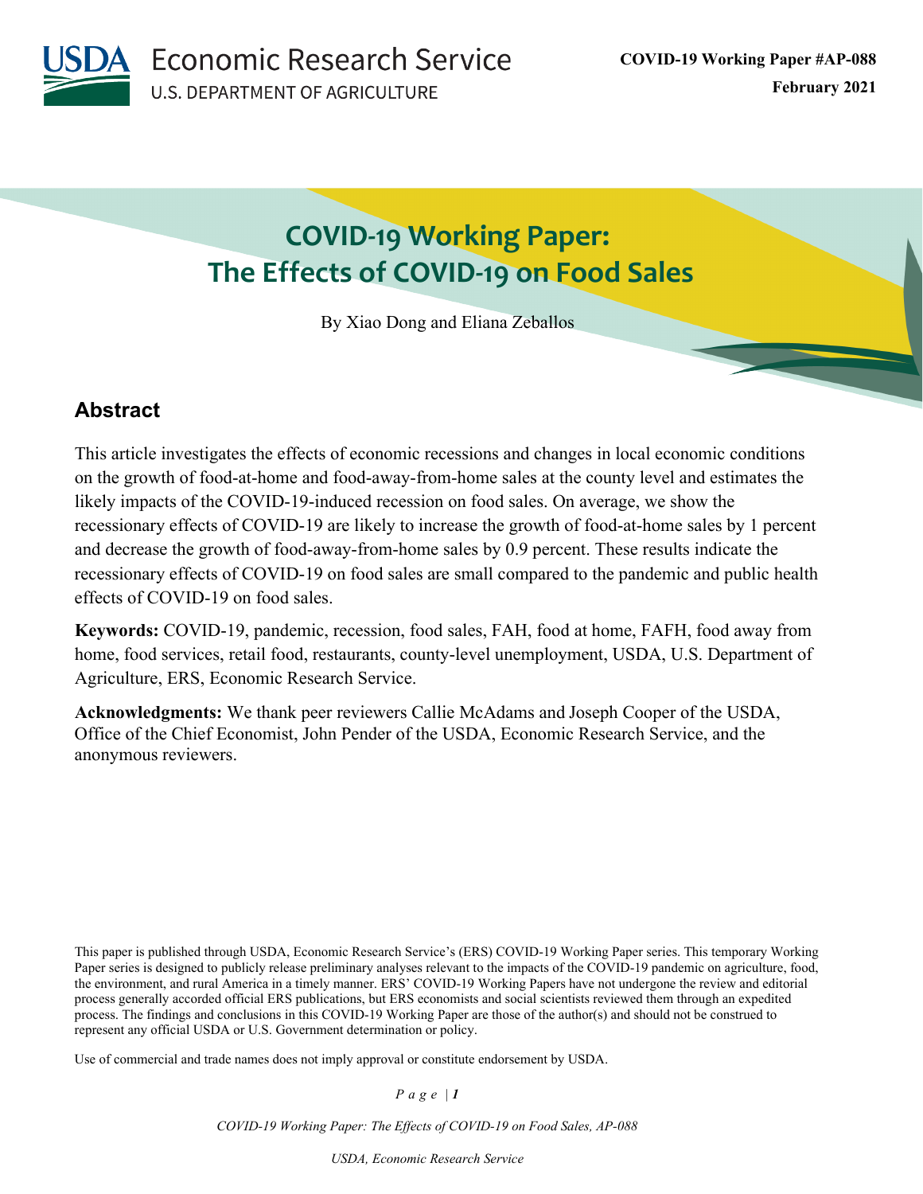# COVID-19 Working Paper: The Effects of COVID-19 on Food Sales

By Xiao Dong and Eliana Zeballos

## Abstract

This article investigates the effects of economic recessions and changes in local economic conditions on the growth of food-at-home and food-away-from-home sales at the county level and estimates the likely impacts of the COVID-19-induced recession on food sales. On average, we show the recessionary effects of COVID-19 are likely to increase the growth of food-at-home sales by 1 percent and decrease the growth of food-away-from-home sales by 0.9 percent. These results indicate the recessionary effects of COVID-19 on food sales are small compared to the pandemic and public health effects of COVID-19 on food sales.

**Keywords:** COVID-19, pandemic, recession, food sales, FAH, food at home, FAFH, food away from home, food services, retail food, restaurants, county-level unemployment, USDA, U.S. Department of Agriculture, ERS, Economic Research Service.

**Acknowledgments:** We thank peer reviewers Callie McAdams and Joseph Cooper of the USDA, Office of the Chief Economist, John Pender of the USDA, Economic Research Service, and the anonymous reviewers.

This paper is published through USDA, Economic Research Service's (ERS) COVID-19 Working Paper series. This temporary Working Paper series is designed to publicly release preliminary analyses relevant to the impacts of the COVID-19 pandemic on agriculture, food, the environment, and rural America in a timely manner. ERS' COVID-19 Working Papers have not undergone the review and editorial process generally accorded official ERS publications, but ERS economists and social scientists reviewed them through an expedited process. The findings and conclusions in this COVID-19 Working Paper are those of the author(s) and should not be construed to represent any official USDA or U.S. Government determination or policy.

Use of commercial and trade names does not imply approval or constitute endorsement by USDA.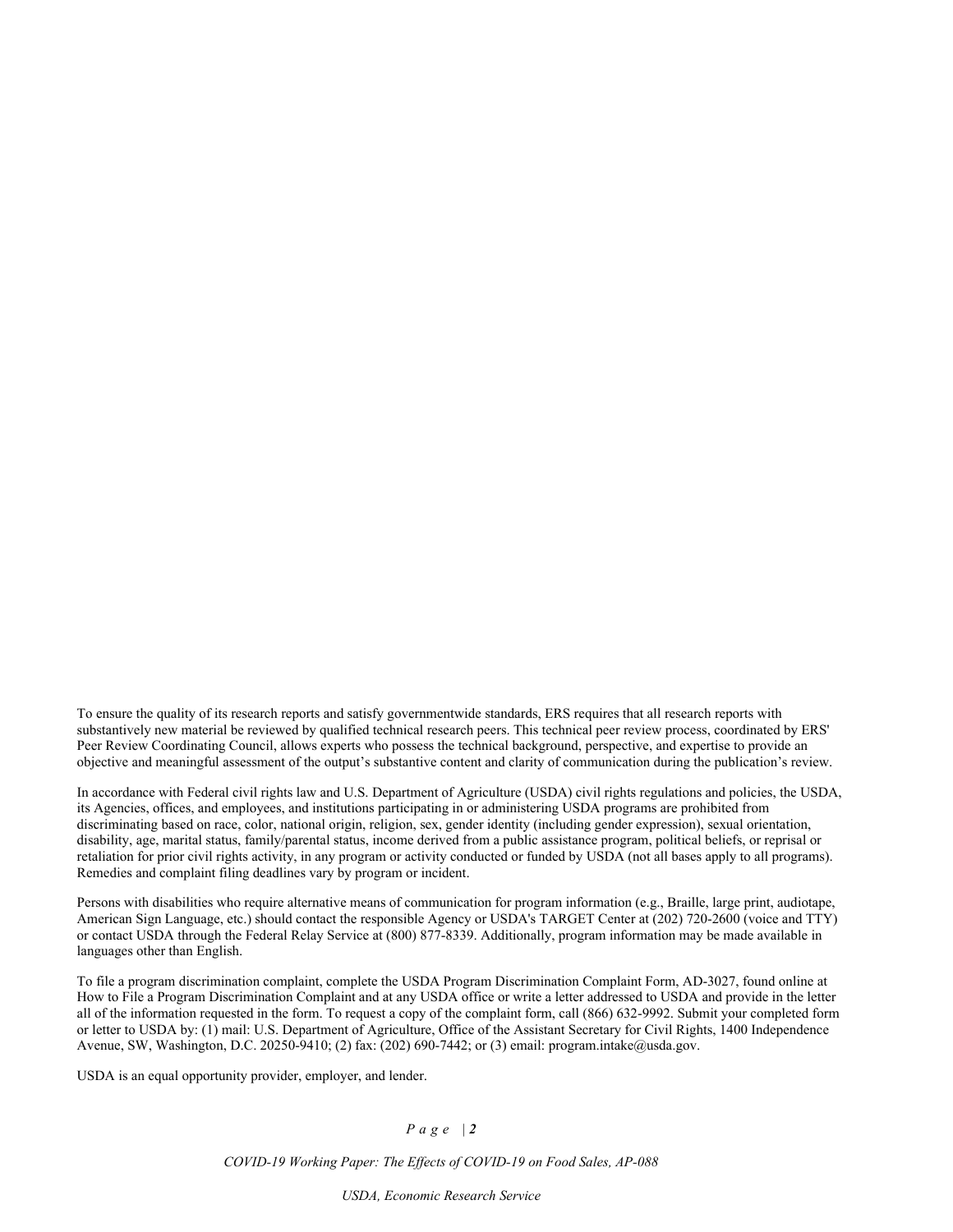To ensure the quality of its research reports and satisfy governmentwide standards, ERS requires that all research reports with substantively new material be reviewed by qualified technical research peers. This technical peer review process, coordinated by ERS' Peer Review Coordinating Council, allows experts who possess the technical background, perspective, and expertise to provide an objective and meaningful assessment of the output's substantive content and clarity of communication during the publication's review.

In accordance with Federal civil rights law and U.S. Department of Agriculture (USDA) civil rights regulations and policies, the USDA, its Agencies, offices, and employees, and institutions participating in or administering USDA programs are prohibited from discriminating based on race, color, national origin, religion, sex, gender identity (including gender expression), sexual orientation, disability, age, marital status, family/parental status, income derived from a public assistance program, political beliefs, or reprisal or retaliation for prior civil rights activity, in any program or activity conducted or funded by USDA (not all bases apply to all programs). Remedies and complaint filing deadlines vary by program or incident.

Persons with disabilities who require alternative means of communication for program information (e.g., Braille, large print, audiotape, American Sign Language, etc.) should contact the responsible Agency or USDA's TARGET Center at (202) 720-2600 (voice and TTY) or contact USDA through the Federal Relay Service at (800) 877-8339. Additionally, program information may be made available in languages other than English.

To file a program discrimination complaint, complete the USDA Program Discrimination Complaint Form, AD-3027, found online at How to File a Program Discrimination Complaint and at any USDA office or write a letter addressed to USDA and provide in the letter all of the information requested in the form. To request a copy of the complaint form, call (866) 632-9992. Submit your completed form or letter to USDA by: (1) mail: U.S. Department of Agriculture, Office of the Assistant Secretary for Civil Rights, 1400 Independence Avenue, SW, Washington, D.C. 20250-9410; (2) fax: (202) 690-7442; or (3) email: program.intake@usda.gov.

USDA is an equal opportunity provider, employer, and lender.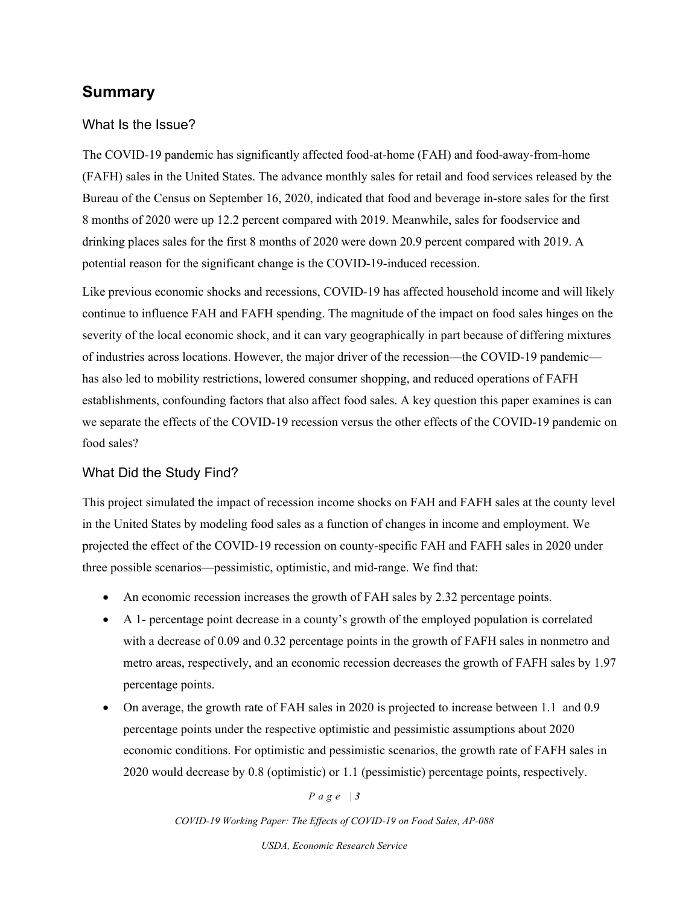## Summary

### What Is the Issue?

The COVID-19 pandemic has significantly affected food-at-home (FAH) and food-away-from-home (FAFH) sales in the United States. The advance monthly sales for retail and food services released by the Bureau of the Census on September 16, 2020, indicated that food and beverage in-store sales for the first 8 months of 2020 were up 12.2 percent compared with 2019. Meanwhile, sales for foodservice and drinking places sales for the first 8 months of 2020 were down 20.9 percent compared with 2019. A potential reason for the significant change is the COVID-19-induced recession.

Like previous economic shocks and recessions, COVID-19 has affected household income and will likely continue to influence FAH and FAFH spending. The magnitude of the impact on food sales hinges on the severity of the local economic shock, and it can vary geographically in part because of differing mixtures of industries across locations. However, the major driver of the recession—the COVID-19 pandemic—has also led to mobility restrictions, lowered consumer shopping, and reduced operations of FAFH establishments, confounding factors that also affect food sales. A key question this paper examines is can we separate the effects of the COVID-19 recession versus the other effects of the COVID-19 pandemic on food sales?

### What Did the Study Find?

This project simulated the impact of recession income shocks on FAH and FAFH sales at the county level in the United States by modeling food sales as a function of changes in income and employment. We projected the effect of the COVID-19 recession on county-specific FAH and FAFH sales in 2020 under three possible scenarios—pessimistic, optimistic, and mid-range. We find that:

- An economic recession increases the growth of FAH sales by 2.32 percentage points.
- A 1- percentage point decrease in a county's growth of the employed population is correlated with a decrease of 0.09 and 0.32 percentage points in the growth of FAFH sales in nonmetro and metro areas, respectively, and an economic recession decreases the growth of FAFH sales by 1.97 percentage points.
- On average, the growth rate of FAH sales in 2020 is projected to increase between 1.1 and 0.9 percentage points under the respective optimistic and pessimistic assumptions about 2020 economic conditions. For optimistic and pessimistic scenarios, the growth rate of FAFH sales in 2020 would decrease by 0.8 (optimistic) or 1.1 (pessimistic) percentage points, respectively.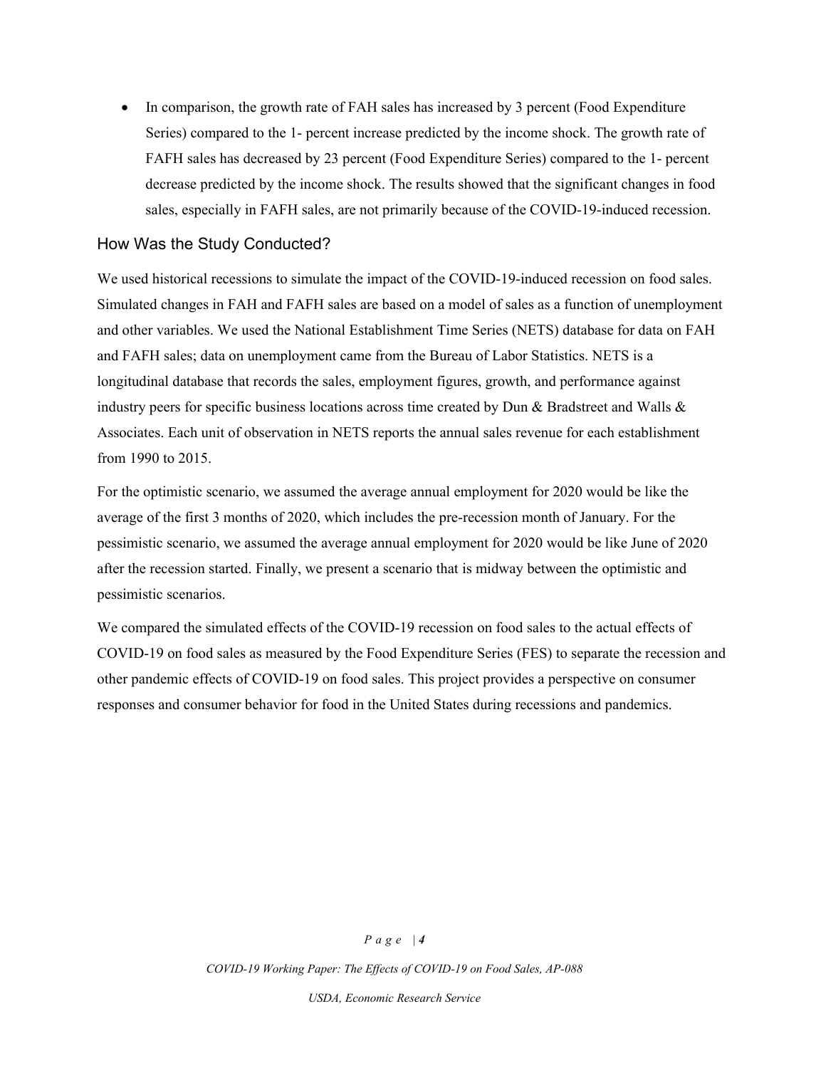- In comparison, the growth rate of FAH sales has increased by 3 percent (Food Expenditure Series) compared to the 1- percent increase predicted by the income shock. The growth rate of FAFH sales has decreased by 23 percent (Food Expenditure Series) compared to the 1- percent decrease predicted by the income shock. The results showed that the significant changes in food sales, especially in FAFH sales, are not primarily because of the COVID-19-induced recession.

## How Was the Study Conducted?

We used historical recessions to simulate the impact of the COVID-19-induced recession on food sales. Simulated changes in FAH and FAFH sales are based on a model of sales as a function of unemployment and other variables. We used the National Establishment Time Series (NETS) database for data on FAH and FAFH sales; data on unemployment came from the Bureau of Labor Statistics. NETS is a longitudinal database that records the sales, employment figures, growth, and performance against industry peers for specific business locations across time created by Dun & Bradstreet and Walls & Associates. Each unit of observation in NETS reports the annual sales revenue for each establishment from 1990 to 2015.

For the optimistic scenario, we assumed the average annual employment for 2020 would be like the average of the first 3 months of 2020, which includes the pre-recession month of January. For the pessimistic scenario, we assumed the average annual employment for 2020 would be like June of 2020 after the recession started. Finally, we present a scenario that is midway between the optimistic and pessimistic scenarios.

We compared the simulated effects of the COVID-19 recession on food sales to the actual effects of COVID-19 on food sales as measured by the Food Expenditure Series (FES) to separate the recession and other pandemic effects of COVID-19 on food sales. This project provides a perspective on consumer responses and consumer behavior for food in the United States during recessions and pandemics.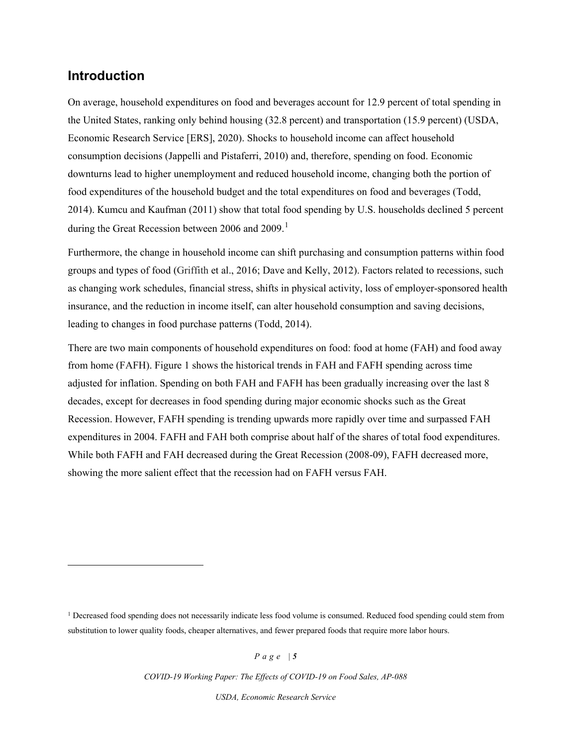## Introduction

On average, household expenditures on food and beverages account for 12.9 percent of total spending in the United States, ranking only behind housing (32.8 percent) and transportation (15.9 percent) (USDA, Economic Research Service [ERS], 2020). Shocks to household income can affect household consumption decisions (Jappelli and Pistaferri, 2010) and, therefore, spending on food. Economic downturns lead to higher unemployment and reduced household income, changing both the portion of food expenditures of the household budget and the total expenditures on food and beverages (Todd, 2014). Kumcu and Kaufman (2011) show that total food spending by U.S. households declined 5 percent during the Great Recession between 2006 and 2009.[1]

Furthermore, the change in household income can shift purchasing and consumption patterns within food groups and types of food (Griffith et al., 2016; Dave and Kelly, 2012). Factors related to recessions, such as changing work schedules, financial stress, shifts in physical activity, loss of employer-sponsored health insurance, and the reduction in income itself, can alter household consumption and saving decisions, leading to changes in food purchase patterns (Todd, 2014).

There are two main components of household expenditures on food: food at home (FAH) and food away from home (FAFH). Figure 1 shows the historical trends in FAH and FAFH spending across time adjusted for inflation. Spending on both FAH and FAFH has been gradually increasing over the last 8 decades, except for decreases in food spending during major economic shocks such as the Great Recession. However, FAFH spending is trending upwards more rapidly over time and surpassed FAH expenditures in 2004. FAFH and FAH both comprise about half of the shares of total food expenditures. While both FAFH and FAH decreased during the Great Recession (2008-09), FAFH decreased more, showing the more salient effect that the recession had on FAFH versus FAH.

---

[1] Decreased food spending does not necessarily indicate less food volume is consumed. Reduced food spending could stem from substitution to lower quality foods, cheaper alternatives, and fewer prepared foods that require more labor hours.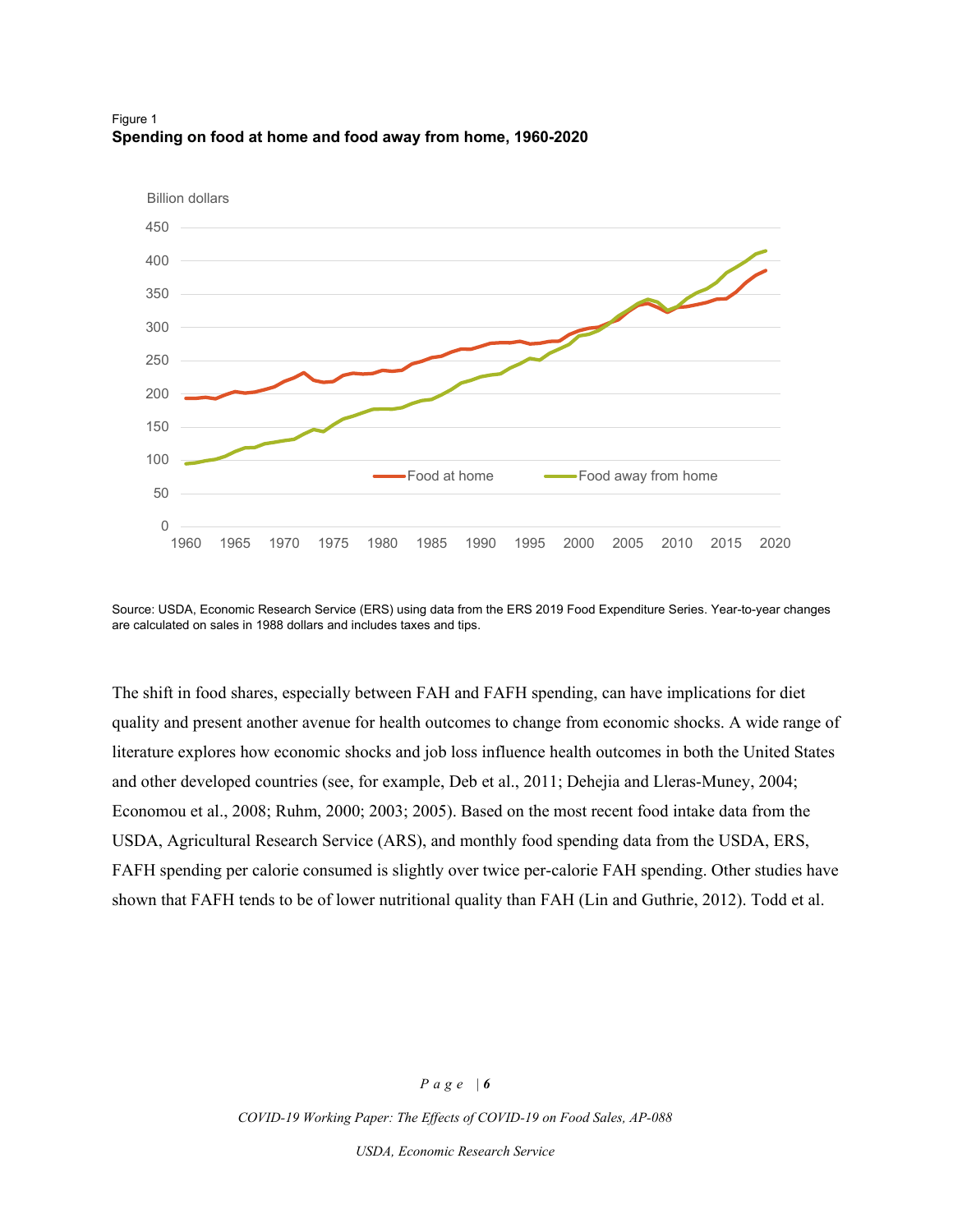Figure 1
**Spending on food at home and food away from home, 1960-2020**

Source: USDA, Economic Research Service (ERS) using data from the ERS 2019 Food Expenditure Series. Year-to-year changes are calculated on sales in 1988 dollars and includes taxes and tips.

The shift in food shares, especially between FAH and FAFH spending, can have implications for diet quality and present another avenue for health outcomes to change from economic shocks. A wide range of literature explores how economic shocks and job loss influence health outcomes in both the United States and other developed countries (see, for example, Deb et al., 2011; Dehejia and Lleras-Muney, 2004; Economou et al., 2008; Ruhm, 2000; 2003; 2005). Based on the most recent food intake data from the USDA, Agricultural Research Service (ARS), and monthly food spending data from the USDA, ERS, FAFH spending per calorie consumed is slightly over twice per-calorie FAH spending. Other studies have shown that FAFH tends to be of lower nutritional quality than FAH (Lin and Guthrie, 2012). Todd et al.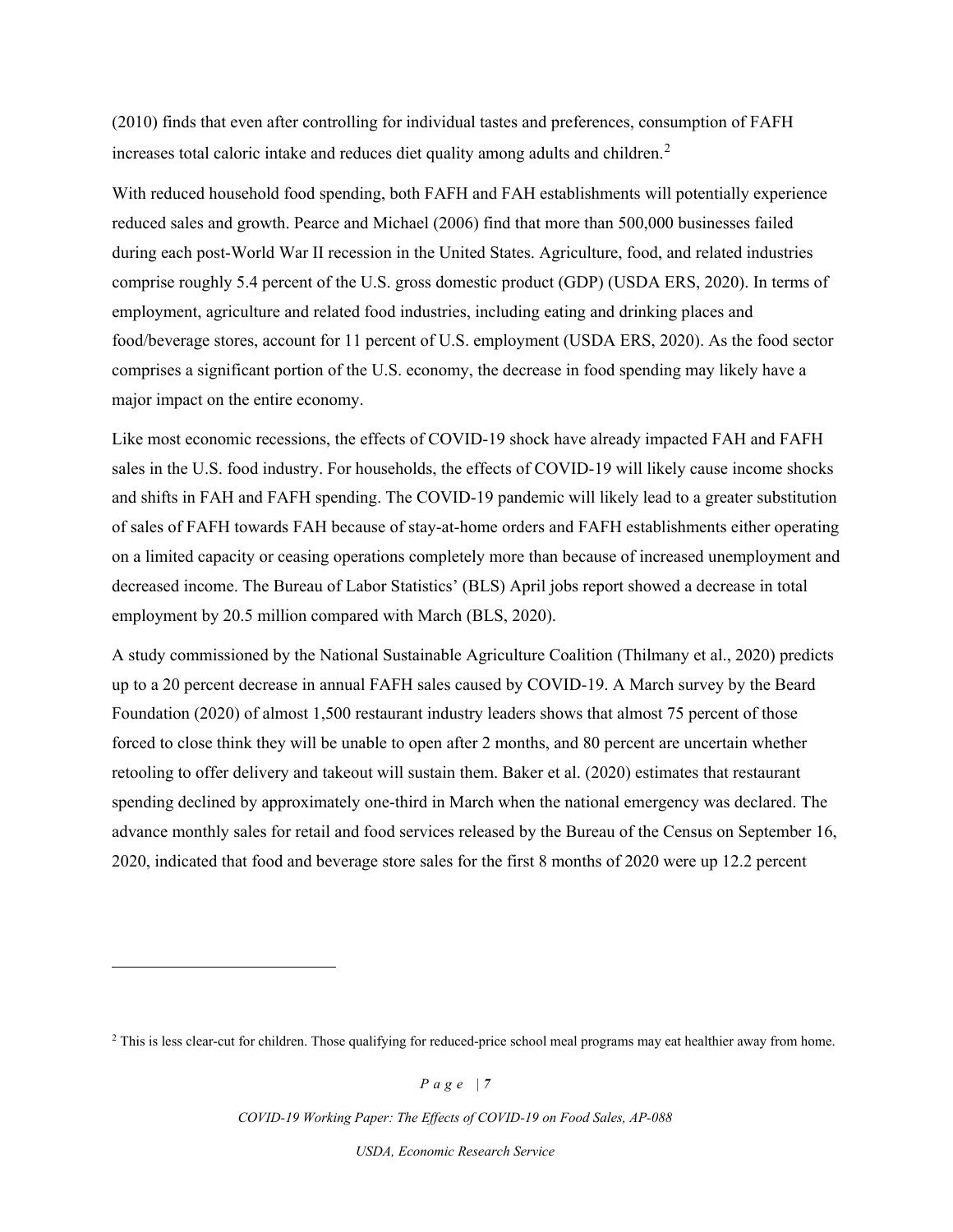(2010) finds that even after controlling for individual tastes and preferences, consumption of FAFH increases total caloric intake and reduces diet quality among adults and children.[2]

With reduced household food spending, both FAFH and FAH establishments will potentially experience reduced sales and growth. Pearce and Michael (2006) find that more than 500,000 businesses failed during each post-World War II recession in the United States. Agriculture, food, and related industries comprise roughly 5.4 percent of the U.S. gross domestic product (GDP) (USDA ERS, 2020). In terms of employment, agriculture and related food industries, including eating and drinking places and food/beverage stores, account for 11 percent of U.S. employment (USDA ERS, 2020). As the food sector comprises a significant portion of the U.S. economy, the decrease in food spending may likely have a major impact on the entire economy.

Like most economic recessions, the effects of COVID-19 shock have already impacted FAH and FAFH sales in the U.S. food industry. For households, the effects of COVID-19 will likely cause income shocks and shifts in FAH and FAFH spending. The COVID-19 pandemic will likely lead to a greater substitution of sales of FAFH towards FAH because of stay-at-home orders and FAFH establishments either operating on a limited capacity or ceasing operations completely more than because of increased unemployment and decreased income. The Bureau of Labor Statistics' (BLS) April jobs report showed a decrease in total employment by 20.5 million compared with March (BLS, 2020).

A study commissioned by the National Sustainable Agriculture Coalition (Thilmany et al., 2020) predicts up to a 20 percent decrease in annual FAFH sales caused by COVID-19. A March survey by the Beard Foundation (2020) of almost 1,500 restaurant industry leaders shows that almost 75 percent of those forced to close think they will be unable to open after 2 months, and 80 percent are uncertain whether retooling to offer delivery and takeout will sustain them. Baker et al. (2020) estimates that restaurant spending declined by approximately one-third in March when the national emergency was declared. The advance monthly sales for retail and food services released by the Bureau of the Census on September 16, 2020, indicated that food and beverage store sales for the first 8 months of 2020 were up 12.2 percent

---

[2] This is less clear-cut for children. Those qualifying for reduced-price school meal programs may eat healthier away from home.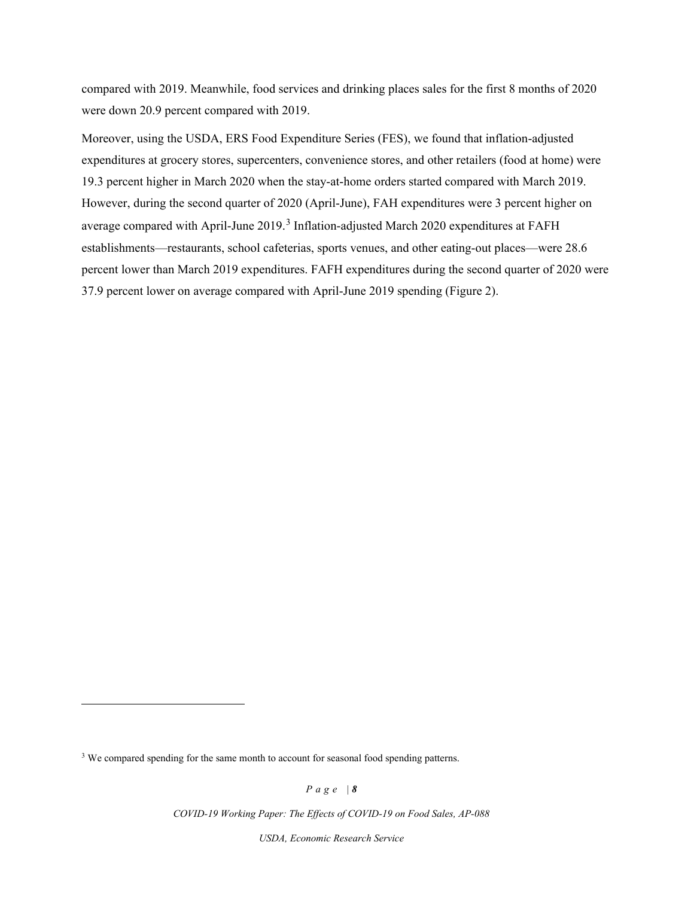compared with 2019. Meanwhile, food services and drinking places sales for the first 8 months of 2020 were down 20.9 percent compared with 2019.

Moreover, using the USDA, ERS Food Expenditure Series (FES), we found that inflation-adjusted expenditures at grocery stores, supercenters, convenience stores, and other retailers (food at home) were 19.3 percent higher in March 2020 when the stay-at-home orders started compared with March 2019. However, during the second quarter of 2020 (April-June), FAH expenditures were 3 percent higher on average compared with April-June 2019.[3] Inflation-adjusted March 2020 expenditures at FAFH establishments—restaurants, school cafeterias, sports venues, and other eating-out places—were 28.6 percent lower than March 2019 expenditures. FAFH expenditures during the second quarter of 2020 were 37.9 percent lower on average compared with April-June 2019 spending (Figure 2).

---

[3] We compared spending for the same month to account for seasonal food spending patterns.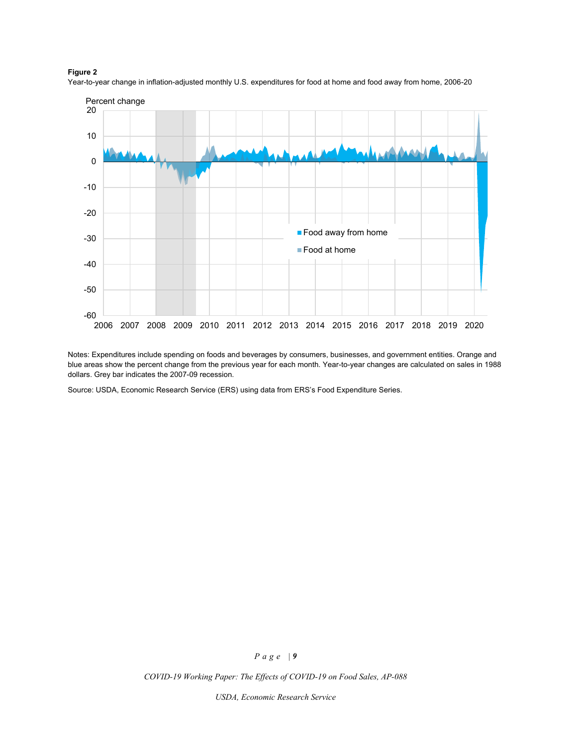**Figure 2**
Year-to-year change in inflation-adjusted monthly U.S. expenditures for food at home and food away from home, 2006-20

Notes: Expenditures include spending on foods and beverages by consumers, businesses, and government entities. Orange and blue areas show the percent change from the previous year for each month. Year-to-year changes are calculated on sales in 1988 dollars. Grey bar indicates the 2007-09 recession.

Source: USDA, Economic Research Service (ERS) using data from ERS's Food Expenditure Series.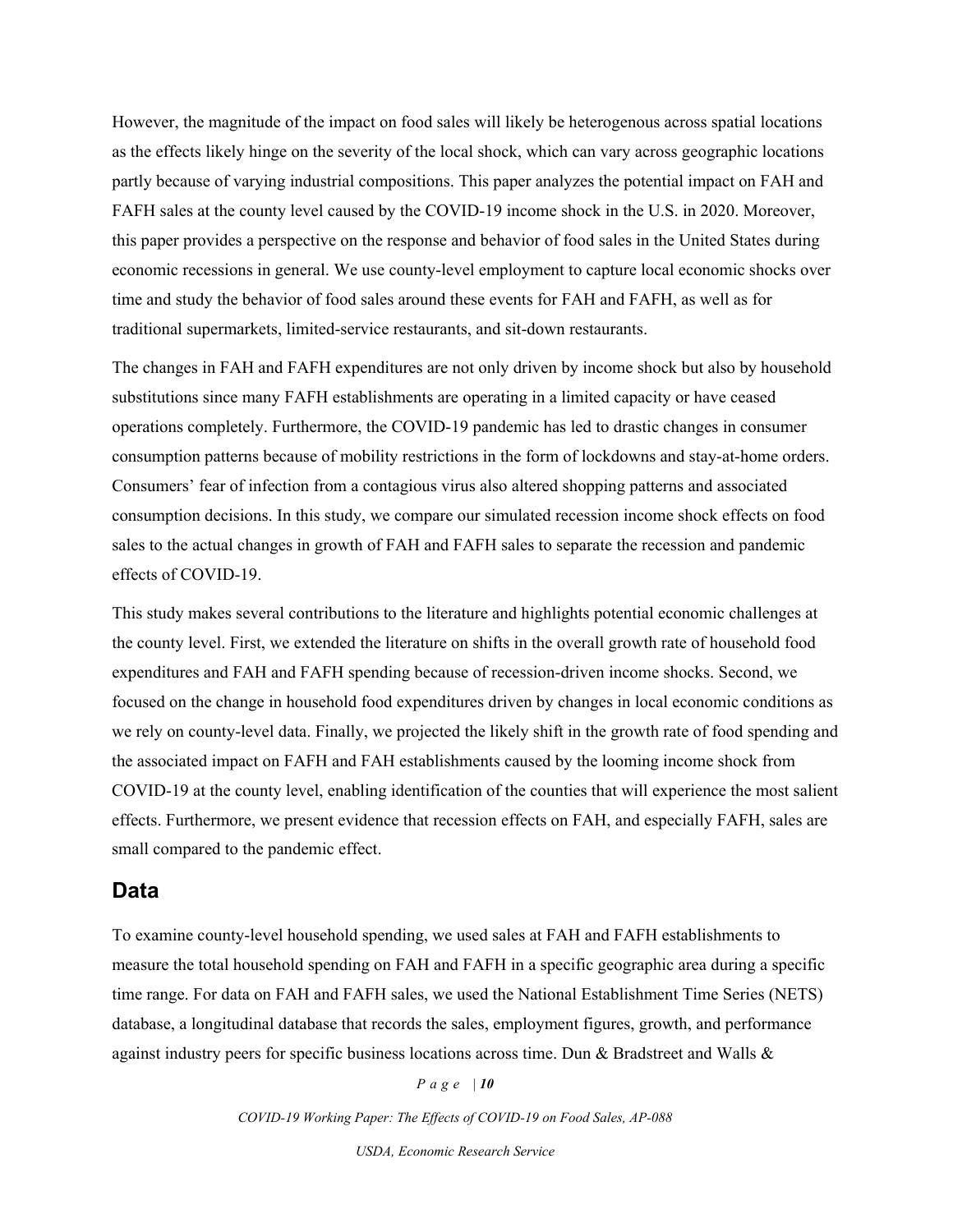However, the magnitude of the impact on food sales will likely be heterogenous across spatial locations as the effects likely hinge on the severity of the local shock, which can vary across geographic locations partly because of varying industrial compositions. This paper analyzes the potential impact on FAH and FAFH sales at the county level caused by the COVID-19 income shock in the U.S. in 2020. Moreover, this paper provides a perspective on the response and behavior of food sales in the United States during economic recessions in general. We use county-level employment to capture local economic shocks over time and study the behavior of food sales around these events for FAH and FAFH, as well as for traditional supermarkets, limited-service restaurants, and sit-down restaurants.

The changes in FAH and FAFH expenditures are not only driven by income shock but also by household substitutions since many FAFH establishments are operating in a limited capacity or have ceased operations completely. Furthermore, the COVID-19 pandemic has led to drastic changes in consumer consumption patterns because of mobility restrictions in the form of lockdowns and stay-at-home orders. Consumers' fear of infection from a contagious virus also altered shopping patterns and associated consumption decisions. In this study, we compare our simulated recession income shock effects on food sales to the actual changes in growth of FAH and FAFH sales to separate the recession and pandemic effects of COVID-19.

This study makes several contributions to the literature and highlights potential economic challenges at the county level. First, we extended the literature on shifts in the overall growth rate of household food expenditures and FAH and FAFH spending because of recession-driven income shocks. Second, we focused on the change in household food expenditures driven by changes in local economic conditions as we rely on county-level data. Finally, we projected the likely shift in the growth rate of food spending and the associated impact on FAFH and FAH establishments caused by the looming income shock from COVID-19 at the county level, enabling identification of the counties that will experience the most salient effects. Furthermore, we present evidence that recession effects on FAH, and especially FAFH, sales are small compared to the pandemic effect.

## Data

To examine county-level household spending, we used sales at FAH and FAFH establishments to measure the total household spending on FAH and FAFH in a specific geographic area during a specific time range. For data on FAH and FAFH sales, we used the National Establishment Time Series (NETS) database, a longitudinal database that records the sales, employment figures, growth, and performance against industry peers for specific business locations across time. Dun & Bradstreet and Walls &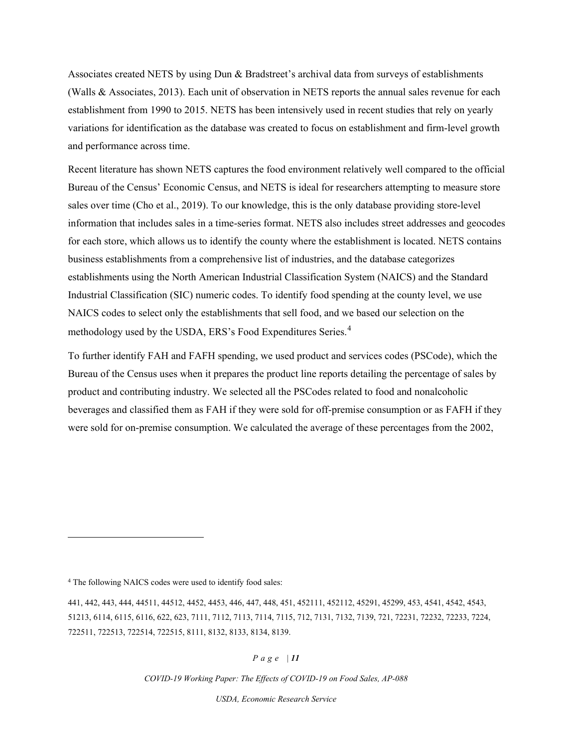Associates created NETS by using Dun & Bradstreet's archival data from surveys of establishments (Walls & Associates, 2013). Each unit of observation in NETS reports the annual sales revenue for each establishment from 1990 to 2015. NETS has been intensively used in recent studies that rely on yearly variations for identification as the database was created to focus on establishment and firm-level growth and performance across time.

Recent literature has shown NETS captures the food environment relatively well compared to the official Bureau of the Census' Economic Census, and NETS is ideal for researchers attempting to measure store sales over time (Cho et al., 2019). To our knowledge, this is the only database providing store-level information that includes sales in a time-series format. NETS also includes street addresses and geocodes for each store, which allows us to identify the county where the establishment is located. NETS contains business establishments from a comprehensive list of industries, and the database categorizes establishments using the North American Industrial Classification System (NAICS) and the Standard Industrial Classification (SIC) numeric codes. To identify food spending at the county level, we use NAICS codes to select only the establishments that sell food, and we based our selection on the methodology used by the USDA, ERS's Food Expenditures Series.[4]

To further identify FAH and FAFH spending, we used product and services codes (PSCode), which the Bureau of the Census uses when it prepares the product line reports detailing the percentage of sales by product and contributing industry. We selected all the PSCodes related to food and nonalcoholic beverages and classified them as FAH if they were sold for off-premise consumption or as FAFH if they were sold for on-premise consumption. We calculated the average of these percentages from the 2002,

---

[4] The following NAICS codes were used to identify food sales:

441, 442, 443, 444, 44511, 44512, 4452, 4453, 446, 447, 448, 451, 452111, 452112, 45291, 45299, 453, 4541, 4542, 4543, 51213, 6114, 6115, 6116, 622, 623, 7111, 7112, 7113, 7114, 7115, 712, 7131, 7132, 7139, 721, 72231, 72232, 72233, 7224, 722511, 722513, 722514, 722515, 8111, 8132, 8133, 8134, 8139.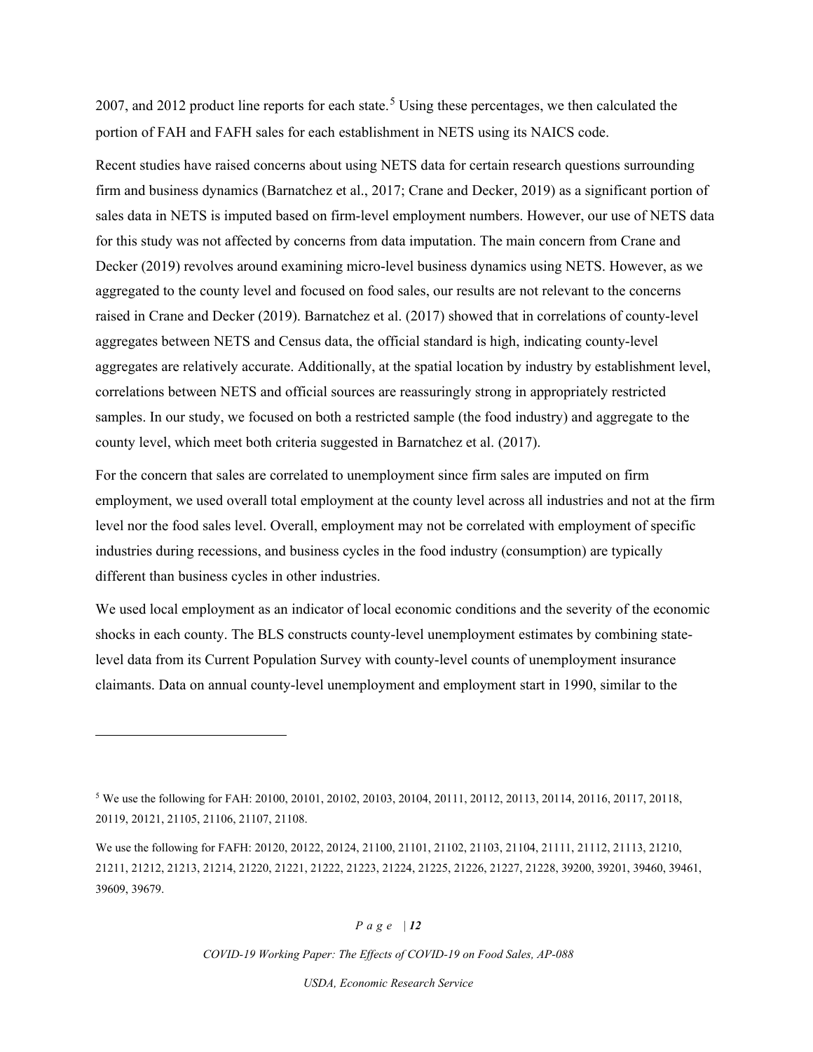2007, and 2012 product line reports for each state.[5] Using these percentages, we then calculated the portion of FAH and FAFH sales for each establishment in NETS using its NAICS code.

Recent studies have raised concerns about using NETS data for certain research questions surrounding firm and business dynamics (Barnatchez et al., 2017; Crane and Decker, 2019) as a significant portion of sales data in NETS is imputed based on firm-level employment numbers. However, our use of NETS data for this study was not affected by concerns from data imputation. The main concern from Crane and Decker (2019) revolves around examining micro-level business dynamics using NETS. However, as we aggregated to the county level and focused on food sales, our results are not relevant to the concerns raised in Crane and Decker (2019). Barnatchez et al. (2017) showed that in correlations of county-level aggregates between NETS and Census data, the official standard is high, indicating county-level aggregates are relatively accurate. Additionally, at the spatial location by industry by establishment level, correlations between NETS and official sources are reassuringly strong in appropriately restricted samples. In our study, we focused on both a restricted sample (the food industry) and aggregate to the county level, which meet both criteria suggested in Barnatchez et al. (2017).

For the concern that sales are correlated to unemployment since firm sales are imputed on firm employment, we used overall total employment at the county level across all industries and not at the firm level nor the food sales level. Overall, employment may not be correlated with employment of specific industries during recessions, and business cycles in the food industry (consumption) are typically different than business cycles in other industries.

We used local employment as an indicator of local economic conditions and the severity of the economic shocks in each county. The BLS constructs county-level unemployment estimates by combining state-level data from its Current Population Survey with county-level counts of unemployment insurance claimants. Data on annual county-level unemployment and employment start in 1990, similar to the

---

[5] We use the following for FAH: 20100, 20101, 20102, 20103, 20104, 20111, 20112, 20113, 20114, 20116, 20117, 20118, 20119, 20121, 21105, 21106, 21107, 21108.

We use the following for FAFH: 20120, 20122, 20124, 21100, 21101, 21102, 21103, 21104, 21111, 21112, 21113, 21210, 21211, 21212, 21213, 21214, 21220, 21221, 21222, 21223, 21224, 21225, 21226, 21227, 21228, 39200, 39201, 39460, 39461, 39609, 39679.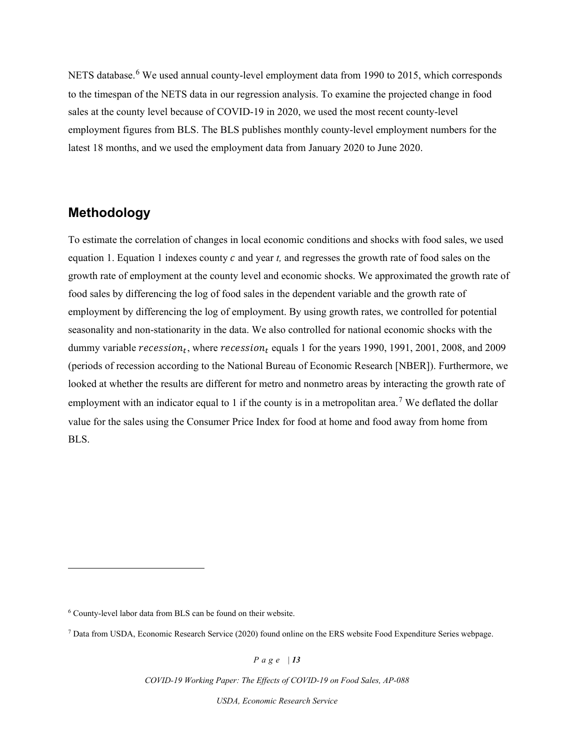NETS database.[6] We used annual county-level employment data from 1990 to 2015, which corresponds to the timespan of the NETS data in our regression analysis. To examine the projected change in food sales at the county level because of COVID-19 in 2020, we used the most recent county-level employment figures from BLS. The BLS publishes monthly county-level employment numbers for the latest 18 months, and we used the employment data from January 2020 to June 2020.

## Methodology

To estimate the correlation of changes in local economic conditions and shocks with food sales, we used equation 1. Equation 1 indexes county $c$ and year *t,* and regresses the growth rate of food sales on the growth rate of employment at the county level and economic shocks. We approximated the growth rate of food sales by differencing the log of food sales in the dependent variable and the growth rate of employment by differencing the log of employment. By using growth rates, we controlled for potential seasonality and non-stationarity in the data. We also controlled for national economic shocks with the dummy variable $recession_t$, where $recession_t$ equals 1 for the years 1990, 1991, 2001, 2008, and 2009 (periods of recession according to the National Bureau of Economic Research [NBER]). Furthermore, we looked at whether the results are different for metro and nonmetro areas by interacting the growth rate of employment with an indicator equal to 1 if the county is in a metropolitan area.[7] We deflated the dollar value for the sales using the Consumer Price Index for food at home and food away from home from BLS.

---

[6] County-level labor data from BLS can be found on their website.

[7] Data from USDA, Economic Research Service (2020) found online on the ERS website Food Expenditure Series webpage.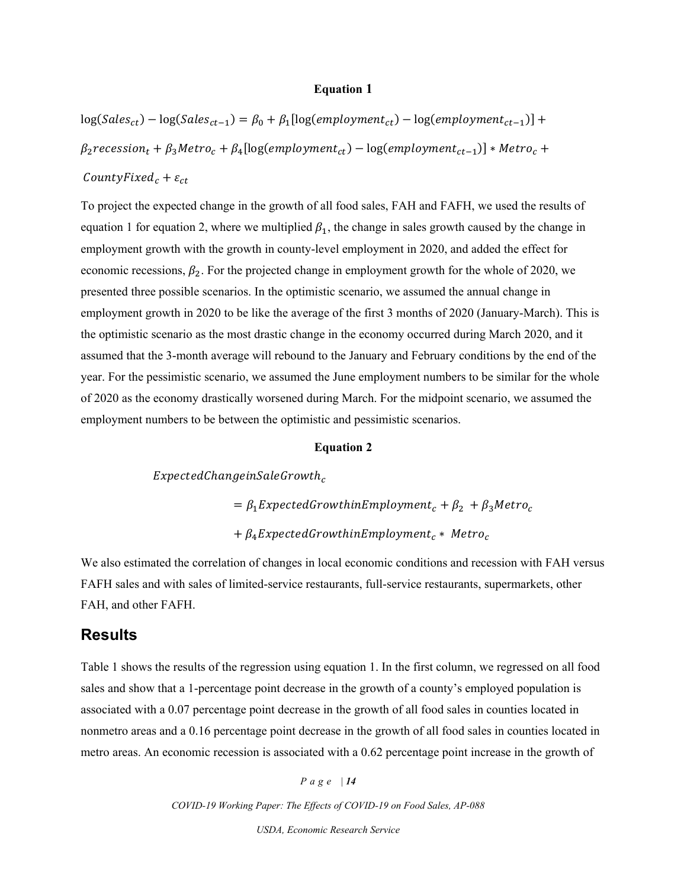**Equation 1**

$$\log(Sales_{ct}) - \log(Sales_{ct-1}) = \beta_0 + \beta_1[\log(employment_{ct}) - \log(employment_{ct-1})] + \beta_2 recession_t + \beta_3 Metro_c + \beta_4[\log(employment_{ct}) - \log(employment_{ct-1})] * Metro_c + CountyFixed_c + \varepsilon_{ct}$$

To project the expected change in the growth of all food sales, FAH and FAFH, we used the results of equation 1 for equation 2, where we multiplied $\beta_1$, the change in sales growth caused by the change in employment growth with the growth in county-level employment in 2020, and added the effect for economic recessions, $\beta_2$. For the projected change in employment growth for the whole of 2020, we presented three possible scenarios. In the optimistic scenario, we assumed the annual change in employment growth in 2020 to be like the average of the first 3 months of 2020 (January-March). This is the optimistic scenario as the most drastic change in the economy occurred during March 2020, and it assumed that the 3-month average will rebound to the January and February conditions by the end of the year. For the pessimistic scenario, we assumed the June employment numbers to be similar for the whole of 2020 as the economy drastically worsened during March. For the midpoint scenario, we assumed the employment numbers to be between the optimistic and pessimistic scenarios.

**Equation 2**

$$\begin{aligned} ExpectedChangeinSaleGrowth_c &= \beta_1 ExpectedGrowthinEmployment_c + \beta_2 + \beta_3 Metro_c \\ &+ \beta_4 ExpectedGrowthinEmployment_c * Metro_c \end{aligned}$$

We also estimated the correlation of changes in local economic conditions and recession with FAH versus FAFH sales and with sales of limited-service restaurants, full-service restaurants, supermarkets, other FAH, and other FAFH.

## Results

Table 1 shows the results of the regression using equation 1. In the first column, we regressed on all food sales and show that a 1-percentage point decrease in the growth of a county's employed population is associated with a 0.07 percentage point decrease in the growth of all food sales in counties located in nonmetro areas and a 0.16 percentage point decrease in the growth of all food sales in counties located in metro areas. An economic recession is associated with a 0.62 percentage point increase in the growth of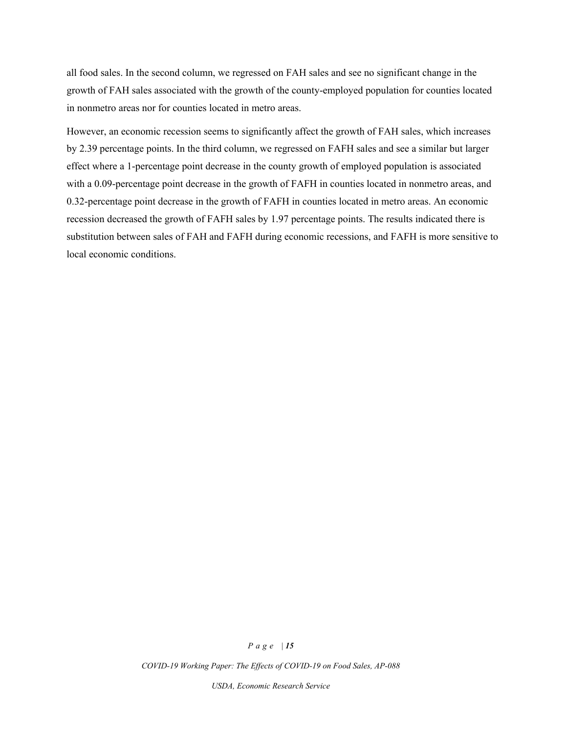all food sales. In the second column, we regressed on FAH sales and see no significant change in the growth of FAH sales associated with the growth of the county-employed population for counties located in nonmetro areas nor for counties located in metro areas.

However, an economic recession seems to significantly affect the growth of FAH sales, which increases by 2.39 percentage points. In the third column, we regressed on FAFH sales and see a similar but larger effect where a 1-percentage point decrease in the county growth of employed population is associated with a 0.09-percentage point decrease in the growth of FAFH in counties located in nonmetro areas, and 0.32-percentage point decrease in the growth of FAFH in counties located in metro areas. An economic recession decreased the growth of FAFH sales by 1.97 percentage points. The results indicated there is substitution between sales of FAH and FAFH during economic recessions, and FAFH is more sensitive to local economic conditions.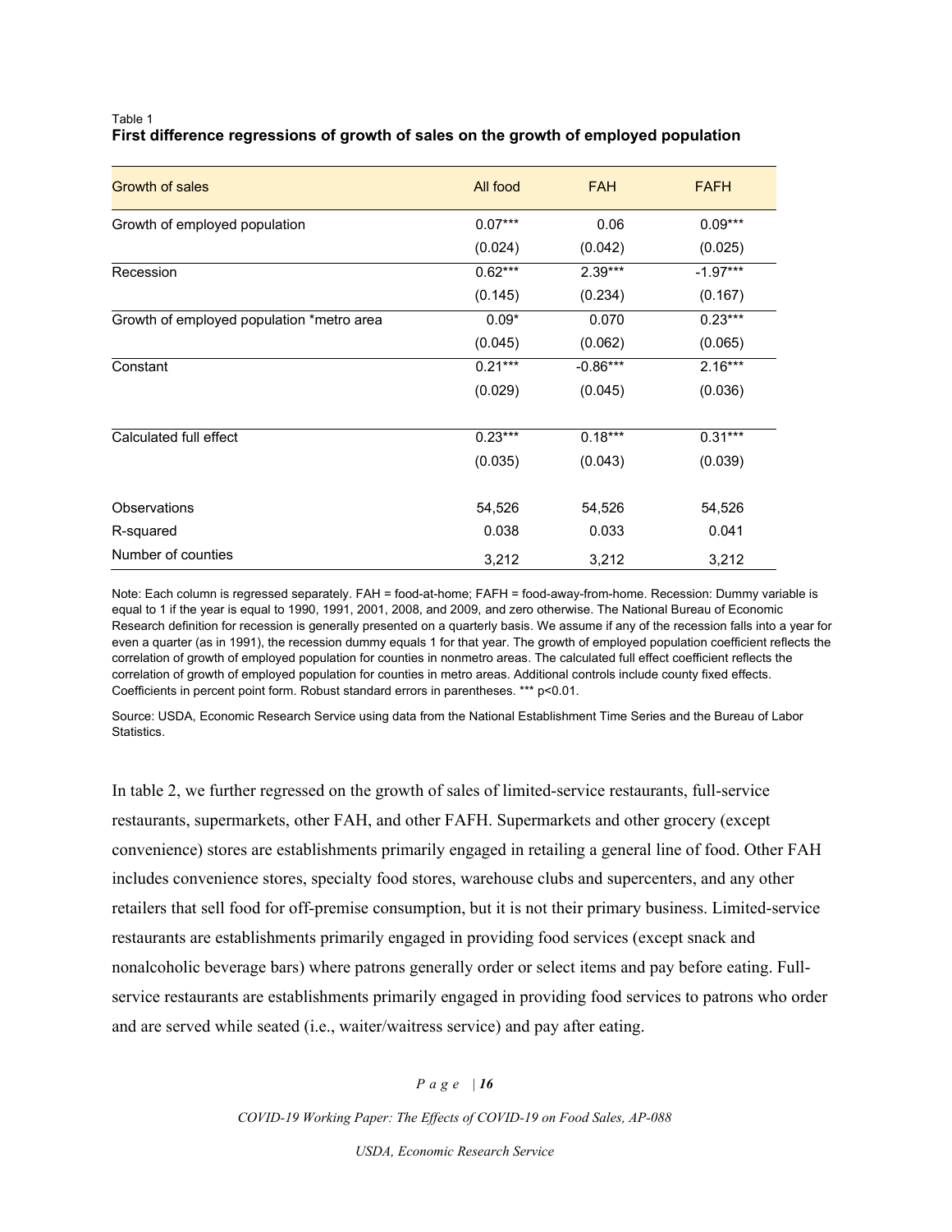Table 1
**First difference regressions of growth of sales on the growth of employed population**

| Growth of sales | All food | FAH | FAFH |
|---|---|---|---|
| Growth of employed population | 0.07*** | 0.06 | 0.09*** |
| | (0.024) | (0.042) | (0.025) |
| Recession | 0.62*** | 2.39*** | -1.97*** |
| | (0.145) | (0.234) | (0.167) |
| Growth of employed population *metro area | 0.09* | 0.070 | 0.23*** |
| | (0.045) | (0.062) | (0.065) |
| Constant | 0.21*** | -0.86*** | 2.16*** |
| | (0.029) | (0.045) | (0.036) |
| Calculated full effect | 0.23*** | 0.18*** | 0.31*** |
| | (0.035) | (0.043) | (0.039) |
| Observations | 54,526 | 54,526 | 54,526 |
| R-squared | 0.038 | 0.033 | 0.041 |
| Number of counties | 3,212 | 3,212 | 3,212 |

Note: Each column is regressed separately. FAH = food-at-home; FAFH = food-away-from-home. Recession: Dummy variable is equal to 1 if the year is equal to 1990, 1991, 2001, 2008, and 2009, and zero otherwise. The National Bureau of Economic Research definition for recession is generally presented on a quarterly basis. We assume if any of the recession falls into a year for even a quarter (as in 1991), the recession dummy equals 1 for that year. The growth of employed population coefficient reflects the correlation of growth of employed population for counties in nonmetro areas. The calculated full effect coefficient reflects the correlation of growth of employed population for counties in metro areas. Additional controls include county fixed effects. Coefficients in percent point form. Robust standard errors in parentheses. *** p<0.01.

Source: USDA, Economic Research Service using data from the National Establishment Time Series and the Bureau of Labor Statistics.

In table 2, we further regressed on the growth of sales of limited-service restaurants, full-service restaurants, supermarkets, other FAH, and other FAFH. Supermarkets and other grocery (except convenience) stores are establishments primarily engaged in retailing a general line of food. Other FAH includes convenience stores, specialty food stores, warehouse clubs and supercenters, and any other retailers that sell food for off-premise consumption, but it is not their primary business. Limited-service restaurants are establishments primarily engaged in providing food services (except snack and nonalcoholic beverage bars) where patrons generally order or select items and pay before eating. Full-service restaurants are establishments primarily engaged in providing food services to patrons who order and are served while seated (i.e., waiter/waitress service) and pay after eating.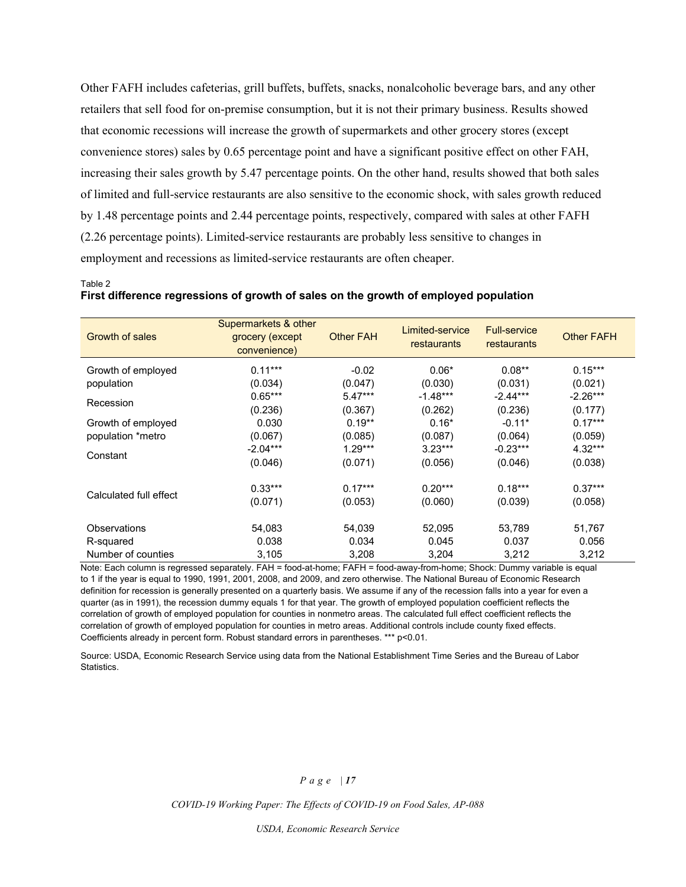Other FAFH includes cafeterias, grill buffets, buffets, snacks, nonalcoholic beverage bars, and any other retailers that sell food for on-premise consumption, but it is not their primary business. Results showed that economic recessions will increase the growth of supermarkets and other grocery stores (except convenience stores) sales by 0.65 percentage point and have a significant positive effect on other FAH, increasing their sales growth by 5.47 percentage points. On the other hand, results showed that both sales of limited and full-service restaurants are also sensitive to the economic shock, with sales growth reduced by 1.48 percentage points and 2.44 percentage points, respectively, compared with sales at other FAFH (2.26 percentage points). Limited-service restaurants are probably less sensitive to changes in employment and recessions as limited-service restaurants are often cheaper.

Table 2

**First difference regressions of growth of sales on the growth of employed population**

| Growth of sales | Supermarkets & other grocery (except convenience) | Other FAH | Limited-service restaurants | Full-service restaurants | Other FAFH |
|---|---|---|---|---|---|
| Growth of employed population | 0.11*** | -0.02 | 0.06* | 0.08** | 0.15*** |
| | (0.034) | (0.047) | (0.030) | (0.031) | (0.021) |
| Recession | 0.65*** | 5.47*** | -1.48*** | -2.44*** | -2.26*** |
| | (0.236) | (0.367) | (0.262) | (0.236) | (0.177) |
| Growth of employed population *metro | 0.030 | 0.19** | 0.16* | -0.11* | 0.17*** |
| | (0.067) | (0.085) | (0.087) | (0.064) | (0.059) |
| Constant | -2.04*** | 1.29*** | 3.23*** | -0.23*** | 4.32*** |
| | (0.046) | (0.071) | (0.056) | (0.046) | (0.038) |
| Calculated full effect | 0.33*** | 0.17*** | 0.20*** | 0.18*** | 0.37*** |
| | (0.071) | (0.053) | (0.060) | (0.039) | (0.058) |
| Observations | 54,083 | 54,039 | 52,095 | 53,789 | 51,767 |
| R-squared | 0.038 | 0.034 | 0.045 | 0.037 | 0.056 |
| Number of counties | 3,105 | 3,208 | 3,204 | 3,212 | 3,212 |

Note: Each column is regressed separately. FAH = food-at-home; FAFH = food-away-from-home; Shock: Dummy variable is equal to 1 if the year is equal to 1990, 1991, 2001, 2008, and 2009, and zero otherwise. The National Bureau of Economic Research definition for recession is generally presented on a quarterly basis. We assume if any of the recession falls into a year for even a quarter (as in 1991), the recession dummy equals 1 for that year. The growth of employed population coefficient reflects the correlation of growth of employed population for counties in nonmetro areas. The calculated full effect coefficient reflects the correlation of growth of employed population for counties in metro areas. Additional controls include county fixed effects. Coefficients already in percent form. Robust standard errors in parentheses. *** p<0.01.

Source: USDA, Economic Research Service using data from the National Establishment Time Series and the Bureau of Labor Statistics.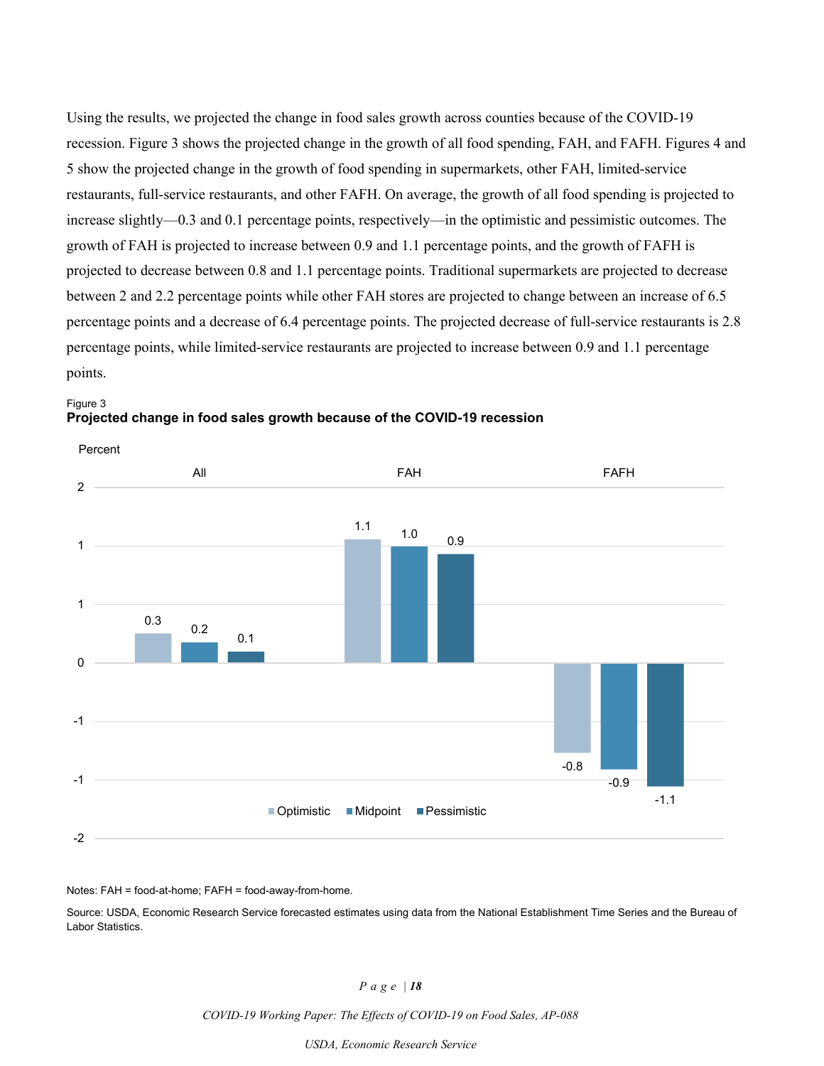Using the results, we projected the change in food sales growth across counties because of the COVID-19 recession. Figure 3 shows the projected change in the growth of all food spending, FAH, and FAFH. Figures 4 and 5 show the projected change in the growth of food spending in supermarkets, other FAH, limited-service restaurants, full-service restaurants, and other FAFH. On average, the growth of all food spending is projected to increase slightly—0.3 and 0.1 percentage points, respectively—in the optimistic and pessimistic outcomes. The growth of FAH is projected to increase between 0.9 and 1.1 percentage points, and the growth of FAFH is projected to decrease between 0.8 and 1.1 percentage points. Traditional supermarkets are projected to decrease between 2 and 2.2 percentage points while other FAH stores are projected to change between an increase of 6.5 percentage points and a decrease of 6.4 percentage points. The projected decrease of full-service restaurants is 2.8 percentage points, while limited-service restaurants are projected to increase between 0.9 and 1.1 percentage points.

Figure 3
**Projected change in food sales growth because of the COVID-19 recession**

Percent

| | Optimistic | Midpoint | Pessimistic |
|---|---|---|---|
| All | 0.3 | 0.2 | 0.1 |
| FAH | 1.1 | 1.0 | 0.9 |
| FAFH | -0.8 | -0.9 | -1.1 |

Notes: FAH = food-at-home; FAFH = food-away-from-home.

Source: USDA, Economic Research Service forecasted estimates using data from the National Establishment Time Series and the Bureau of Labor Statistics.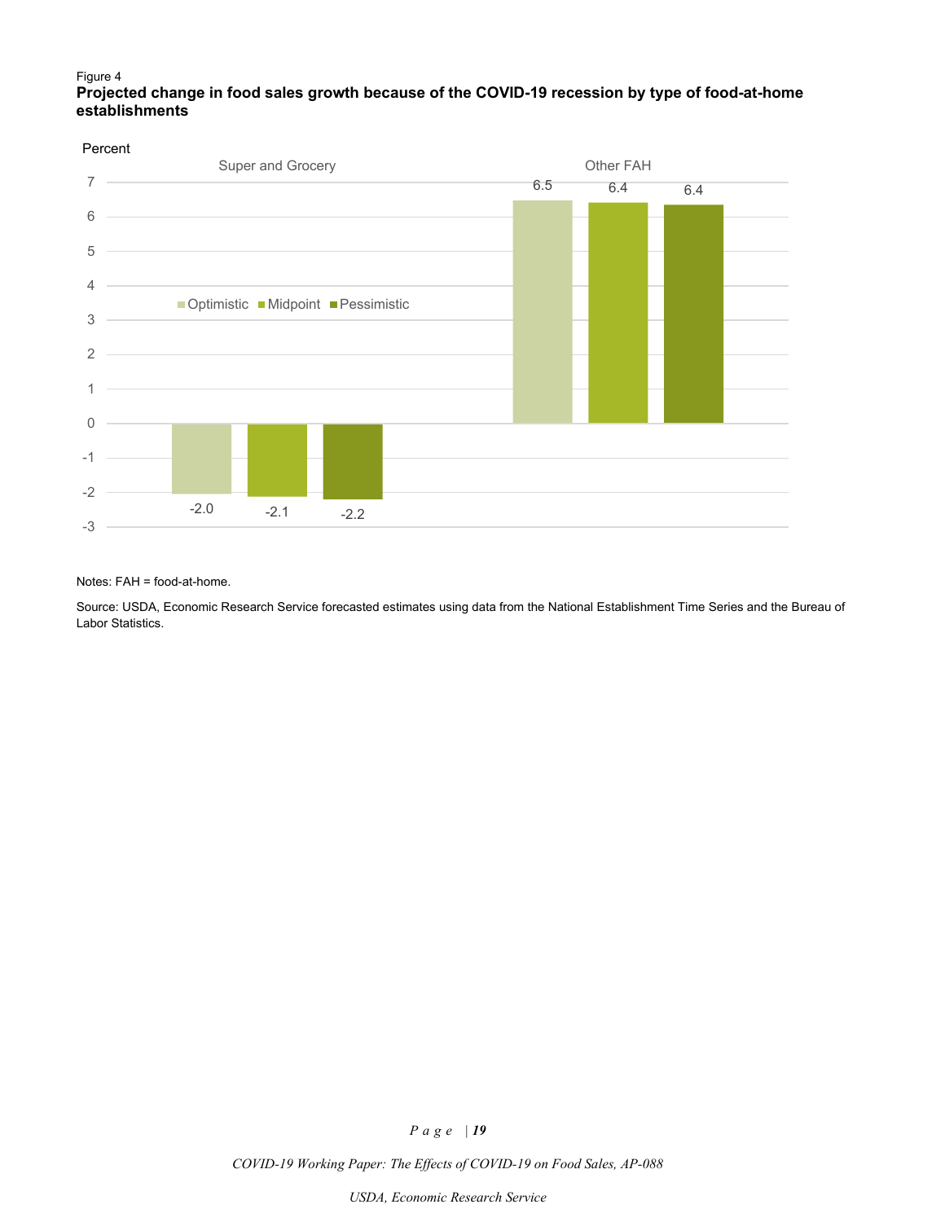Figure 4

**Projected change in food sales growth because of the COVID-19 recession by type of food-at-home establishments**

| Percent | Optimistic | Midpoint | Pessimistic |
|---|---|---|---|
| Super and Grocery | -2.0 | -2.1 | -2.2 |
| Other FAH | 6.5 | 6.4 | 6.4 |

Notes: FAH = food-at-home.

Source: USDA, Economic Research Service forecasted estimates using data from the National Establishment Time Series and the Bureau of Labor Statistics.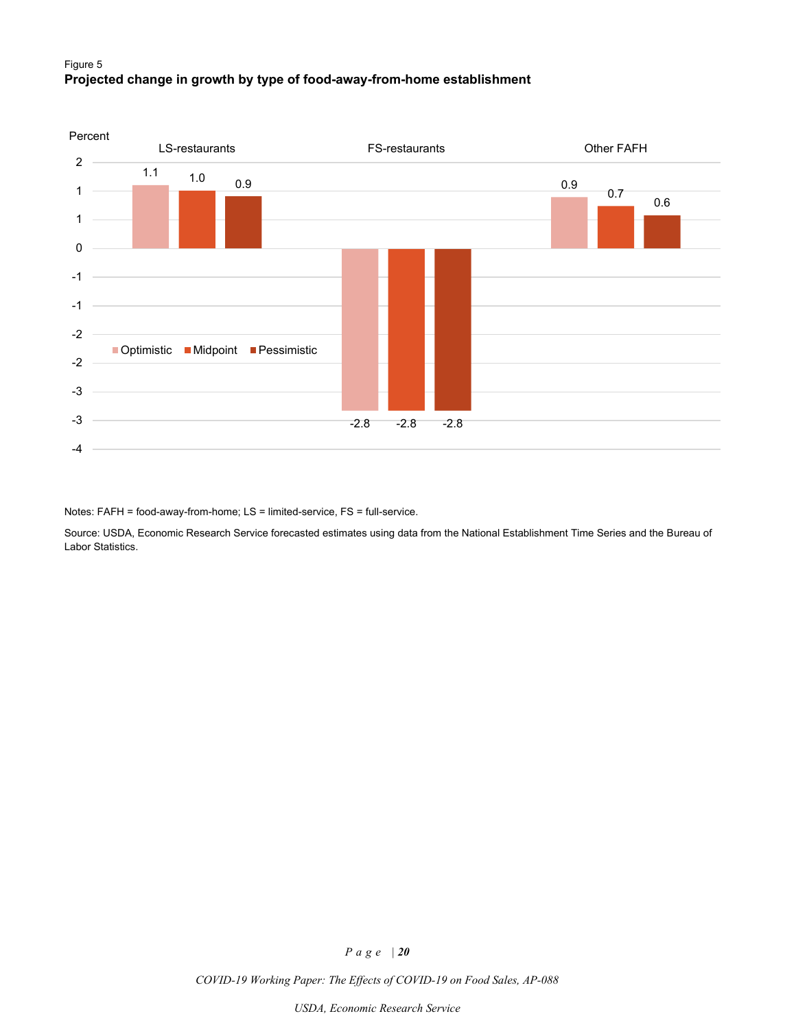Figure 5
**Projected change in growth by type of food-away-from-home establishment**

| Percent | Optimistic | Midpoint | Pessimistic |
|---|---|---|---|
| LS-restaurants | 1.1 | 1.0 | 0.9 |
| FS-restaurants | -2.8 | -2.8 | -2.8 |
| Other FAFH | 0.9 | 0.7 | 0.6 |

Notes: FAFH = food-away-from-home; LS = limited-service, FS = full-service.

Source: USDA, Economic Research Service forecasted estimates using data from the National Establishment Time Series and the Bureau of Labor Statistics.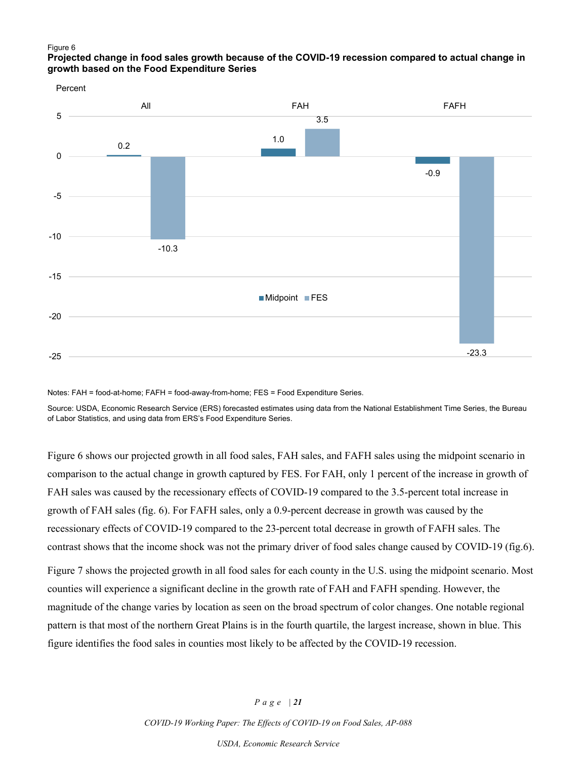Figure 6

**Projected change in food sales growth because of the COVID-19 recession compared to actual change in growth based on the Food Expenditure Series**

| Percent | All | FAH | FAFH |
|---|---|---|---|
| Midpoint | 0.2 | 1.0 | -0.9 |
| FES | -10.3 | 3.5 | -23.3 |

Notes: FAH = food-at-home; FAFH = food-away-from-home; FES = Food Expenditure Series.

Source: USDA, Economic Research Service (ERS) forecasted estimates using data from the National Establishment Time Series, the Bureau of Labor Statistics, and using data from ERS's Food Expenditure Series.

Figure 6 shows our projected growth in all food sales, FAH sales, and FAFH sales using the midpoint scenario in comparison to the actual change in growth captured by FES. For FAH, only 1 percent of the increase in growth of FAH sales was caused by the recessionary effects of COVID-19 compared to the 3.5-percent total increase in growth of FAH sales (fig. 6). For FAFH sales, only a 0.9-percent decrease in growth was caused by the recessionary effects of COVID-19 compared to the 23-percent total decrease in growth of FAFH sales. The contrast shows that the income shock was not the primary driver of food sales change caused by COVID-19 (fig.6).

Figure 7 shows the projected growth in all food sales for each county in the U.S. using the midpoint scenario. Most counties will experience a significant decline in the growth rate of FAH and FAFH spending. However, the magnitude of the change varies by location as seen on the broad spectrum of color changes. One notable regional pattern is that most of the northern Great Plains is in the fourth quartile, the largest increase, shown in blue. This figure identifies the food sales in counties most likely to be affected by the COVID-19 recession.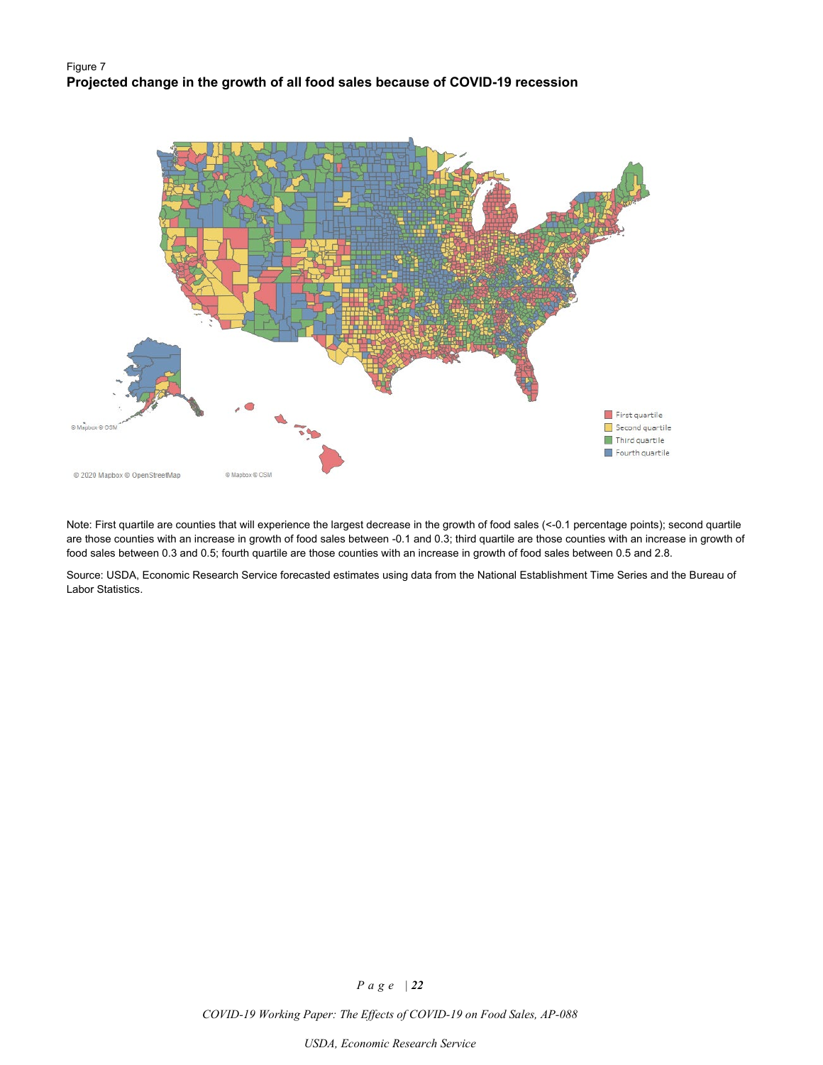Figure 7

**Projected change in the growth of all food sales because of COVID-19 recession**

Note: First quartile are counties that will experience the largest decrease in the growth of food sales (<-0.1 percentage points); second quartile are those counties with an increase in growth of food sales between -0.1 and 0.3; third quartile are those counties with an increase in growth of food sales between 0.3 and 0.5; fourth quartile are those counties with an increase in growth of food sales between 0.5 and 2.8.

Source: USDA, Economic Research Service forecasted estimates using data from the National Establishment Time Series and the Bureau of Labor Statistics.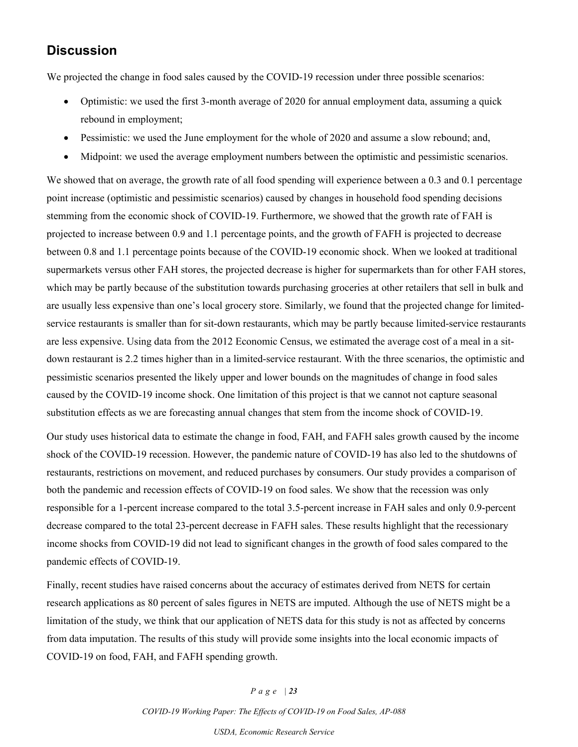## Discussion

We projected the change in food sales caused by the COVID-19 recession under three possible scenarios:

- Optimistic: we used the first 3-month average of 2020 for annual employment data, assuming a quick rebound in employment;
- Pessimistic: we used the June employment for the whole of 2020 and assume a slow rebound; and,
- Midpoint: we used the average employment numbers between the optimistic and pessimistic scenarios.

We showed that on average, the growth rate of all food spending will experience between a 0.3 and 0.1 percentage point increase (optimistic and pessimistic scenarios) caused by changes in household food spending decisions stemming from the economic shock of COVID-19. Furthermore, we showed that the growth rate of FAH is projected to increase between 0.9 and 1.1 percentage points, and the growth of FAFH is projected to decrease between 0.8 and 1.1 percentage points because of the COVID-19 economic shock. When we looked at traditional supermarkets versus other FAH stores, the projected decrease is higher for supermarkets than for other FAH stores, which may be partly because of the substitution towards purchasing groceries at other retailers that sell in bulk and are usually less expensive than one's local grocery store. Similarly, we found that the projected change for limited-service restaurants is smaller than for sit-down restaurants, which may be partly because limited-service restaurants are less expensive. Using data from the 2012 Economic Census, we estimated the average cost of a meal in a sit-down restaurant is 2.2 times higher than in a limited-service restaurant. With the three scenarios, the optimistic and pessimistic scenarios presented the likely upper and lower bounds on the magnitudes of change in food sales caused by the COVID-19 income shock. One limitation of this project is that we cannot not capture seasonal substitution effects as we are forecasting annual changes that stem from the income shock of COVID-19.

Our study uses historical data to estimate the change in food, FAH, and FAFH sales growth caused by the income shock of the COVID-19 recession. However, the pandemic nature of COVID-19 has also led to the shutdowns of restaurants, restrictions on movement, and reduced purchases by consumers. Our study provides a comparison of both the pandemic and recession effects of COVID-19 on food sales. We show that the recession was only responsible for a 1-percent increase compared to the total 3.5-percent increase in FAH sales and only 0.9-percent decrease compared to the total 23-percent decrease in FAFH sales. These results highlight that the recessionary income shocks from COVID-19 did not lead to significant changes in the growth of food sales compared to the pandemic effects of COVID-19.

Finally, recent studies have raised concerns about the accuracy of estimates derived from NETS for certain research applications as 80 percent of sales figures in NETS are imputed. Although the use of NETS might be a limitation of the study, we think that our application of NETS data for this study is not as affected by concerns from data imputation. The results of this study will provide some insights into the local economic impacts of COVID-19 on food, FAH, and FAFH spending growth.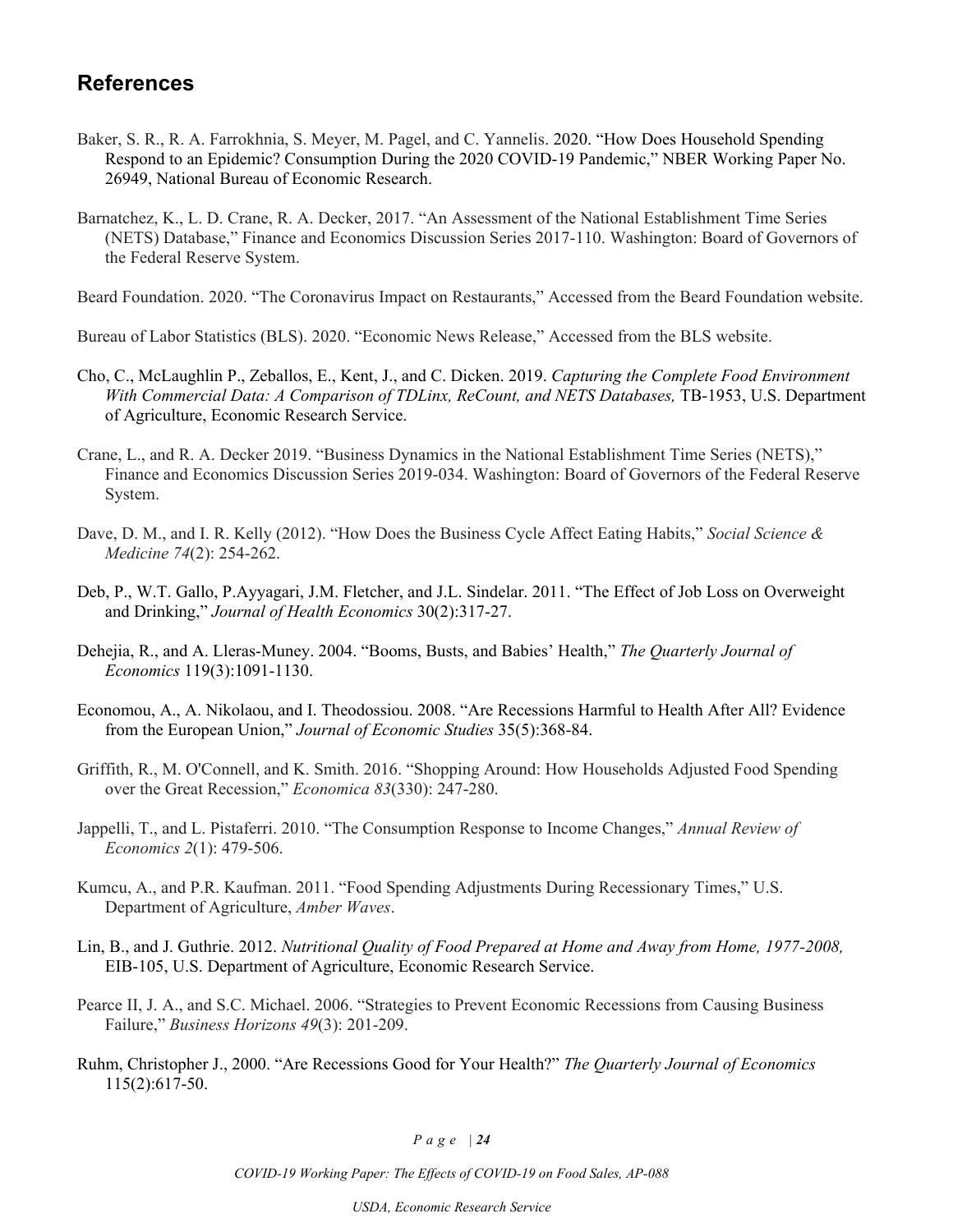## References

Baker, S. R., R. A. Farrokhnia, S. Meyer, M. Pagel, and C. Yannelis. 2020. "How Does Household Spending Respond to an Epidemic? Consumption During the 2020 COVID-19 Pandemic," NBER Working Paper No. 26949, National Bureau of Economic Research.

Barnatchez, K., L. D. Crane, R. A. Decker, 2017. "An Assessment of the National Establishment Time Series (NETS) Database," Finance and Economics Discussion Series 2017-110. Washington: Board of Governors of the Federal Reserve System.

Beard Foundation. 2020. "The Coronavirus Impact on Restaurants," Accessed from the Beard Foundation website.

Bureau of Labor Statistics (BLS). 2020. "Economic News Release," Accessed from the BLS website.

Cho, C., McLaughlin P., Zeballos, E., Kent, J., and C. Dicken. 2019. *Capturing the Complete Food Environment With Commercial Data: A Comparison of TDLinx, ReCount, and NETS Databases,* TB-1953, U.S. Department of Agriculture, Economic Research Service.

Crane, L., and R. A. Decker 2019. "Business Dynamics in the National Establishment Time Series (NETS)," Finance and Economics Discussion Series 2019-034. Washington: Board of Governors of the Federal Reserve System.

Dave, D. M., and I. R. Kelly (2012). "How Does the Business Cycle Affect Eating Habits," *Social Science & Medicine 74*(2): 254-262.

Deb, P., W.T. Gallo, P.Ayyagari, J.M. Fletcher, and J.L. Sindelar. 2011. "The Effect of Job Loss on Overweight and Drinking," *Journal of Health Economics* 30(2):317-27.

Dehejia, R., and A. Lleras-Muney. 2004. "Booms, Busts, and Babies' Health," *The Quarterly Journal of Economics* 119(3):1091-1130.

Economou, A., A. Nikolaou, and I. Theodossiou. 2008. "Are Recessions Harmful to Health After All? Evidence from the European Union," *Journal of Economic Studies* 35(5):368-84.

Griffith, R., M. O'Connell, and K. Smith. 2016. "Shopping Around: How Households Adjusted Food Spending over the Great Recession," *Economica 83*(330): 247-280.

Jappelli, T., and L. Pistaferri. 2010. "The Consumption Response to Income Changes," *Annual Review of Economics 2*(1): 479-506.

Kumcu, A., and P.R. Kaufman. 2011. "Food Spending Adjustments During Recessionary Times," U.S. Department of Agriculture, *Amber Waves*.

Lin, B., and J. Guthrie. 2012. *Nutritional Quality of Food Prepared at Home and Away from Home, 1977-2008,* EIB-105, U.S. Department of Agriculture, Economic Research Service.

Pearce II, J. A., and S.C. Michael. 2006. "Strategies to Prevent Economic Recessions from Causing Business Failure," *Business Horizons 49*(3): 201-209.

Ruhm, Christopher J., 2000. "Are Recessions Good for Your Health?" *The Quarterly Journal of Economics* 115(2):617-50.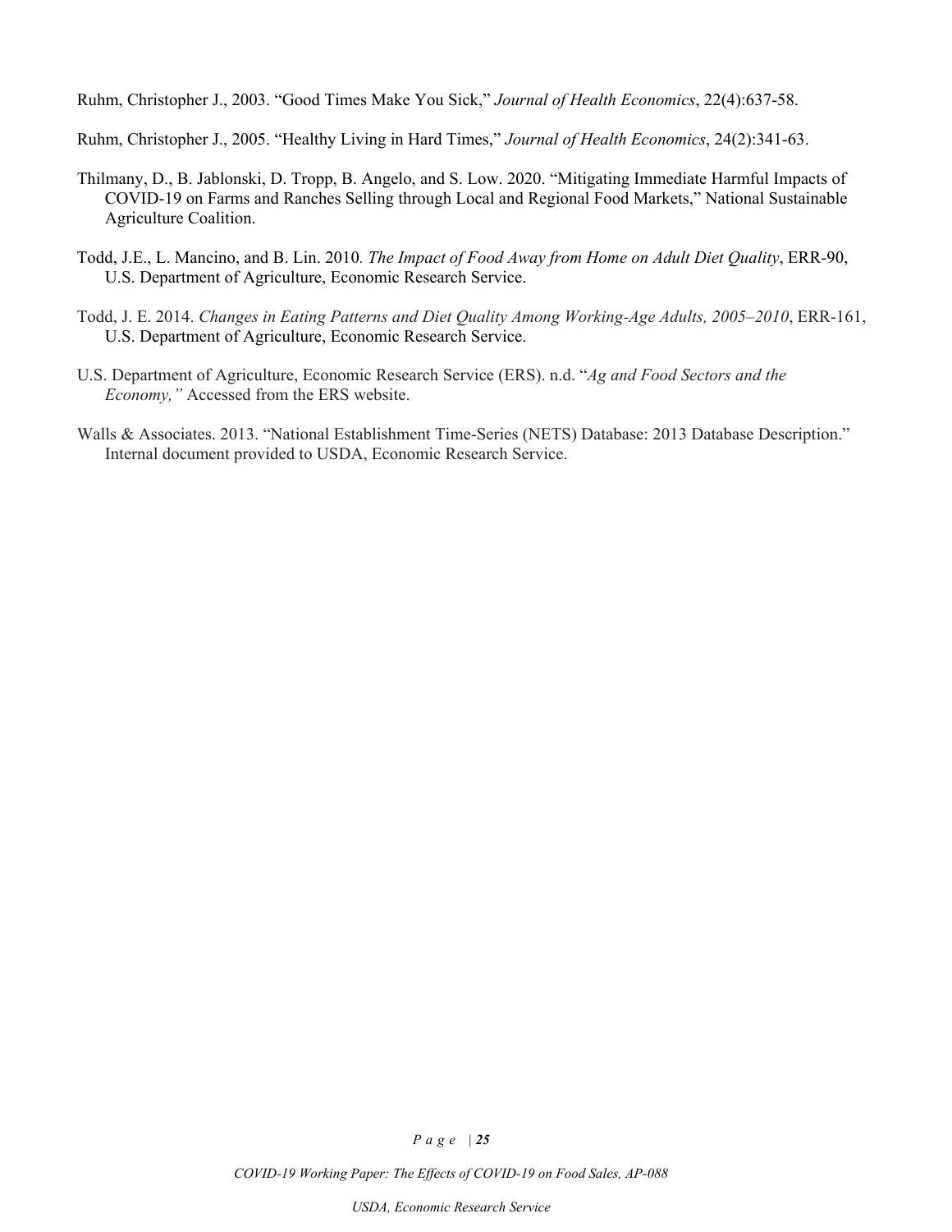Ruhm, Christopher J., 2003. "Good Times Make You Sick," *Journal of Health Economics*, 22(4):637-58.

Ruhm, Christopher J., 2005. "Healthy Living in Hard Times," *Journal of Health Economics*, 24(2):341-63.

Thilmany, D., B. Jablonski, D. Tropp, B. Angelo, and S. Low. 2020. "Mitigating Immediate Harmful Impacts of COVID-19 on Farms and Ranches Selling through Local and Regional Food Markets," National Sustainable Agriculture Coalition.

Todd, J.E., L. Mancino, and B. Lin. 2010. *The Impact of Food Away from Home on Adult Diet Quality*, ERR-90, U.S. Department of Agriculture, Economic Research Service.

Todd, J. E. 2014. *Changes in Eating Patterns and Diet Quality Among Working-Age Adults, 2005–2010*, ERR-161, U.S. Department of Agriculture, Economic Research Service.

U.S. Department of Agriculture, Economic Research Service (ERS). n.d. "*Ag and Food Sectors and the Economy,"* Accessed from the ERS website.

Walls & Associates. 2013. "National Establishment Time-Series (NETS) Database: 2013 Database Description." Internal document provided to USDA, Economic Research Service.